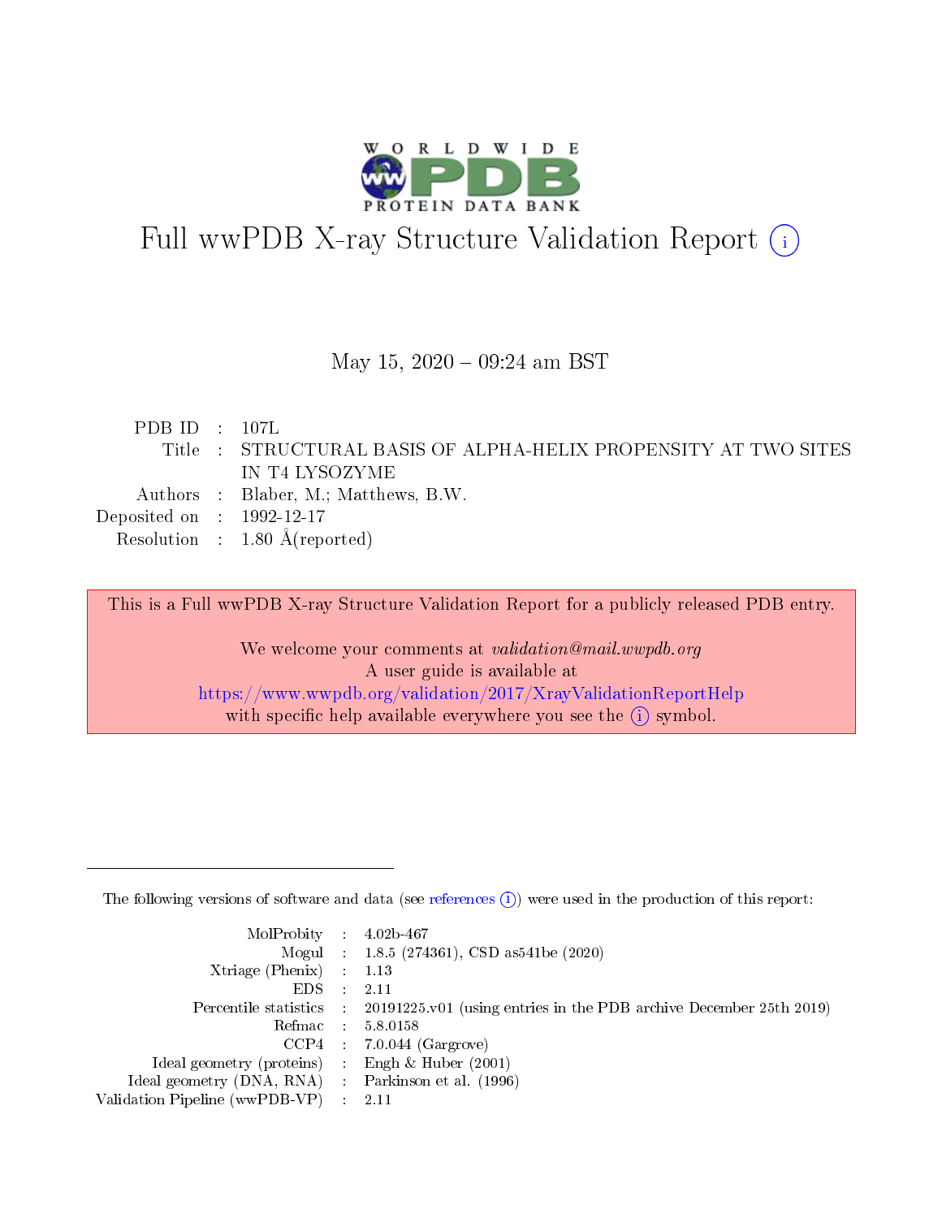# Full wwPDB X-ray Structure Validation Report ⓘ

May 15, 2020 – 09:24 am BST

| | | |
|---|---|---|
| PDB ID | : | 107L |
| Title | : | STRUCTURAL BASIS OF ALPHA-HELIX PROPENSITY AT TWO SITES IN T4 LYSOZYME |
| Authors | : | Blaber, M.; Matthews, B.W. |
| Deposited on | : | 1992-12-17 |
| Resolution | : | 1.80 Å(reported) |

This is a Full wwPDB X-ray Structure Validation Report for a publicly released PDB entry.

We welcome your comments at *validation@mail.wwpdb.org*
A user guide is available at
https://www.wwpdb.org/validation/2017/XrayValidationReportHelp
with specific help available everywhere you see the ⓘ symbol.

---

The following versions of software and data (see references ⓘ) were used in the production of this report:

| | | |
|---|---|---|
| MolProbity | : | 4.02b-467 |
| Mogul | : | 1.8.5 (274361), CSD as541be (2020) |
| Xtriage (Phenix) | : | 1.13 |
| EDS | : | 2.11 |
| Percentile statistics | : | 20191225.v01 (using entries in the PDB archive December 25th 2019) |
| Refmac | : | 5.8.0158 |
| CCP4 | : | 7.0.044 (Gargrove) |
| Ideal geometry (proteins) | : | Engh & Huber (2001) |
| Ideal geometry (DNA, RNA) | : | Parkinson et al. (1996) |
| Validation Pipeline (wwPDB-VP) | : | 2.11 |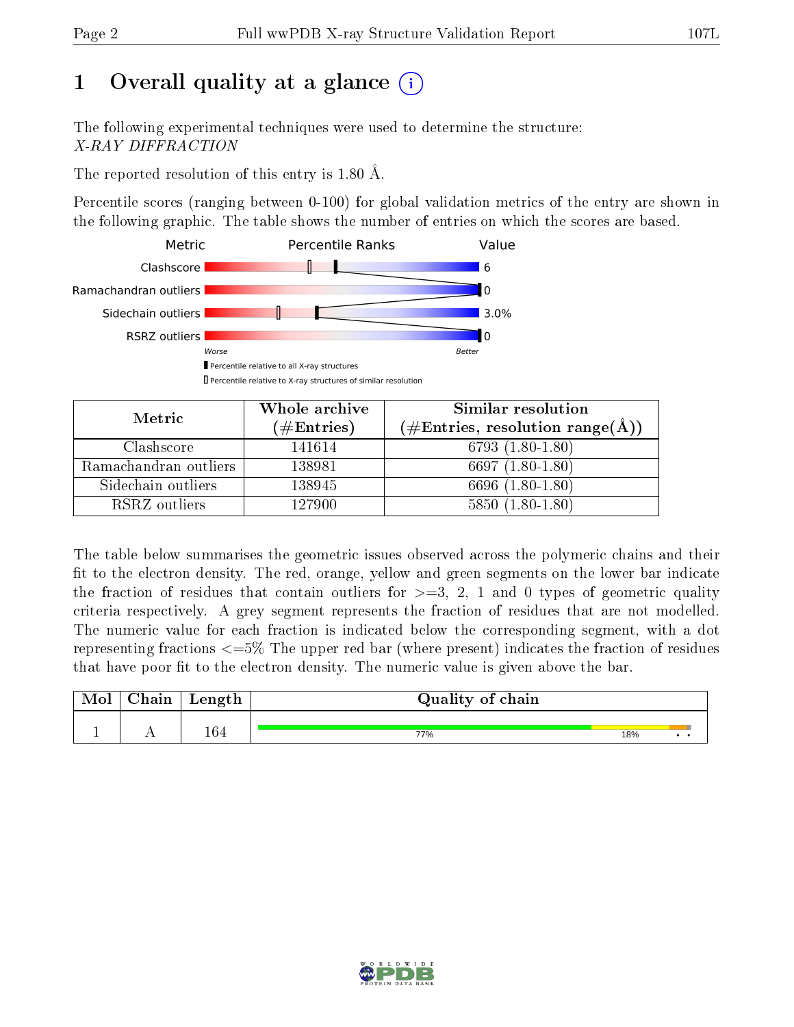# 1 Overall quality at a glance

The following experimental techniques were used to determine the structure:
*X-RAY DIFFRACTION*

The reported resolution of this entry is 1.80 Å.

Percentile scores (ranging between 0-100) for global validation metrics of the entry are shown in the following graphic. The table shows the number of entries on which the scores are based.

| Metric | Value |
|---|---|
| Clashscore | 6 |
| Ramachandran outliers | 0 |
| Sidechain outliers | 3.0% |
| RSRZ outliers | 0 |

| Metric | Whole archive (#Entries) | Similar resolution (#Entries, resolution range(Å)) |
|---|---|---|
| Clashscore | 141614 | 6793 (1.80-1.80) |
| Ramachandran outliers | 138981 | 6697 (1.80-1.80) |
| Sidechain outliers | 138945 | 6696 (1.80-1.80) |
| RSRZ outliers | 127900 | 5850 (1.80-1.80) |

The table below summarises the geometric issues observed across the polymeric chains and their fit to the electron density. The red, orange, yellow and green segments on the lower bar indicate the fraction of residues that contain outliers for >=3, 2, 1 and 0 types of geometric quality criteria respectively. A grey segment represents the fraction of residues that are not modelled. The numeric value for each fraction is indicated below the corresponding segment, with a dot representing fractions <=5% The upper red bar (where present) indicates the fraction of residues that have poor fit to the electron density. The numeric value is given above the bar.

| Mol | Chain | Length | Quality of chain |
|---|---|---|---|
| 1 | A | 164 | 77% 18% • • |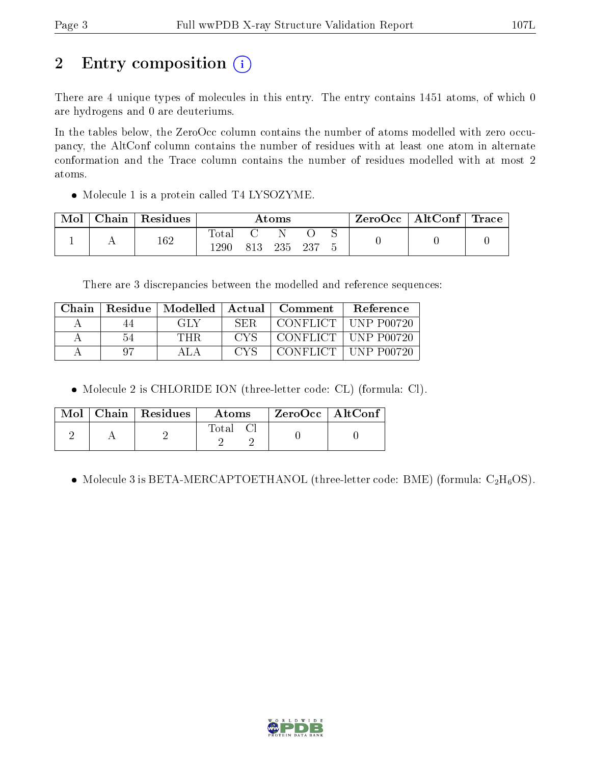# 2 Entry composition (i)

There are 4 unique types of molecules in this entry. The entry contains 1451 atoms, of which 0 are hydrogens and 0 are deuteriums.

In the tables below, the ZeroOcc column contains the number of atoms modelled with zero occupancy, the AltConf column contains the number of residues with at least one atom in alternate conformation and the Trace column contains the number of residues modelled with at most 2 atoms.

- Molecule 1 is a protein called T4 LYSOZYME.

| Mol | Chain | Residues | Atoms | | | | | ZeroOcc | AltConf | Trace |
|---|---|---|---|---|---|---|---|---|---|---|
| 1 | A | 162 | Total | C | N | O | S | 0 | 0 | 0 |
| | | | 1290 | 813 | 235 | 237 | 5 | | | |

There are 3 discrepancies between the modelled and reference sequences:

| Chain | Residue | Modelled | Actual | Comment | Reference |
|---|---|---|---|---|---|
| A | 44 | GLY | SER | CONFLICT | UNP P00720 |
| A | 54 | THR | CYS | CONFLICT | UNP P00720 |
| A | 97 | ALA | CYS | CONFLICT | UNP P00720 |

- Molecule 2 is CHLORIDE ION (three-letter code: CL) (formula: Cl).

| Mol | Chain | Residues | Atoms | | ZeroOcc | AltConf |
|---|---|---|---|---|---|---|
| 2 | A | 2 | Total | Cl | 0 | 0 |
| | | | 2 | 2 | | |

- Molecule 3 is BETA-MERCAPTOETHANOL (three-letter code: BME) (formula: $C_2H_6OS$).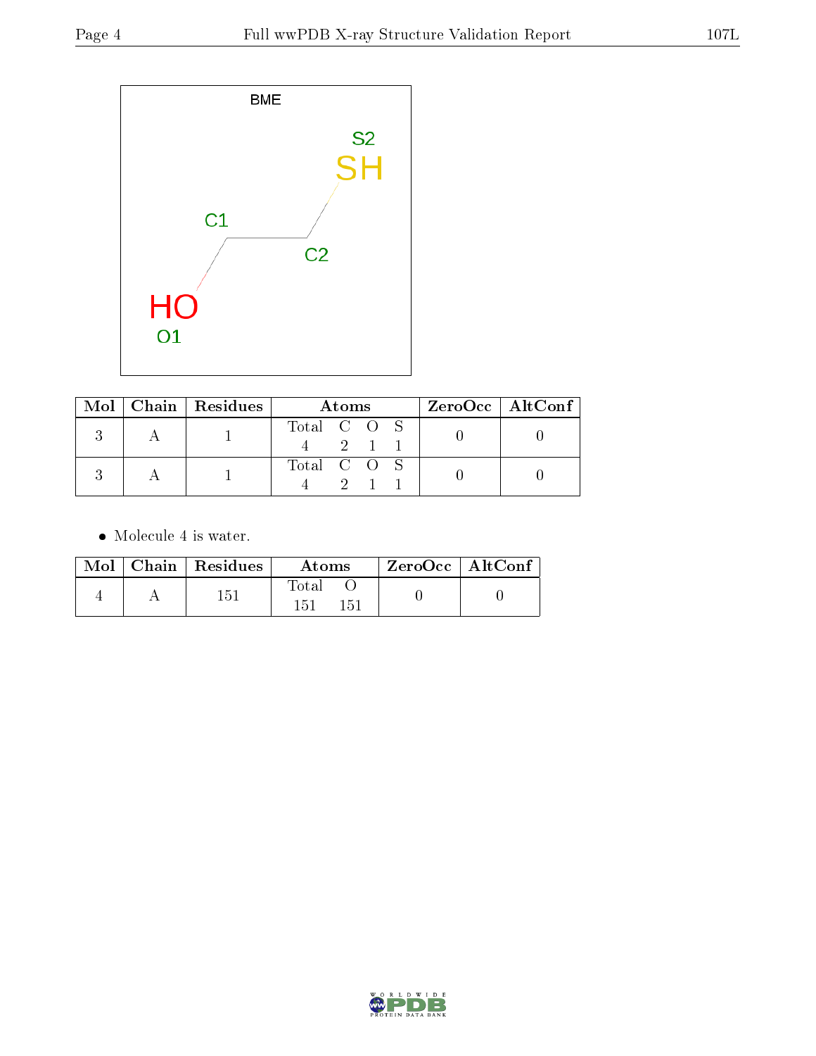BME

S2
SH

C1

C2

HO
O1

| Mol | Chain | Residues | Atoms | ZeroOcc | AltConf |
|---|---|---|---|---|---|
| 3 | A | 1 | Total C O S<br>4 2 1 1 | 0 | 0 |
| 3 | A | 1 | Total C O S<br>4 2 1 1 | 0 | 0 |

- Molecule 4 is water.

| Mol | Chain | Residues | Atoms | ZeroOcc | AltConf |
|---|---|---|---|---|---|
| 4 | A | 151 | Total O<br>151 151 | 0 | 0 |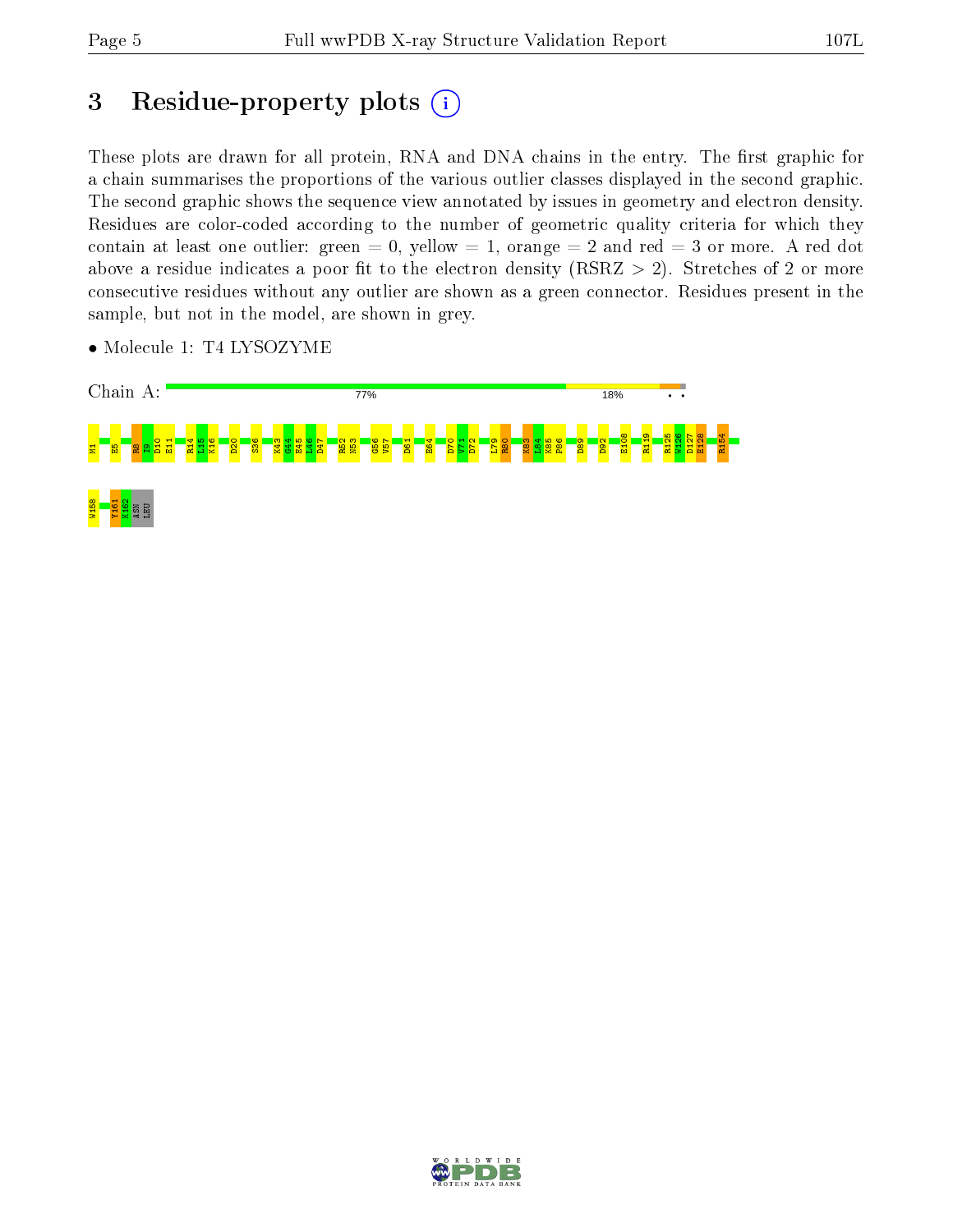# 3 Residue-property plots

These plots are drawn for all protein, RNA and DNA chains in the entry. The first graphic for a chain summarises the proportions of the various outlier classes displayed in the second graphic. The second graphic shows the sequence view annotated by issues in geometry and electron density. Residues are color-coded according to the number of geometric quality criteria for which they contain at least one outlier: green = 0, yellow = 1, orange = 2 and red = 3 or more. A red dot above a residue indicates a poor fit to the electron density (RSRZ > 2). Stretches of 2 or more consecutive residues without any outlier are shown as a green connector. Residues present in the sample, but not in the model, are shown in grey.

- Molecule 1: T4 LYSOZYME

Chain A: 77% 18% • •

M1 E5 R8 I9 D10 E11 R14 L15 K16 D20 S36 K43 G44 E45 L46 D47 R52 N53 G56 V57 D61 E64 D70 V71 D72 L79 R80 K83 L84 K85 P86 D89 D92 E108 R119 R125 W126 D127 E128 R154 W158 Y161 K162 ASN LEU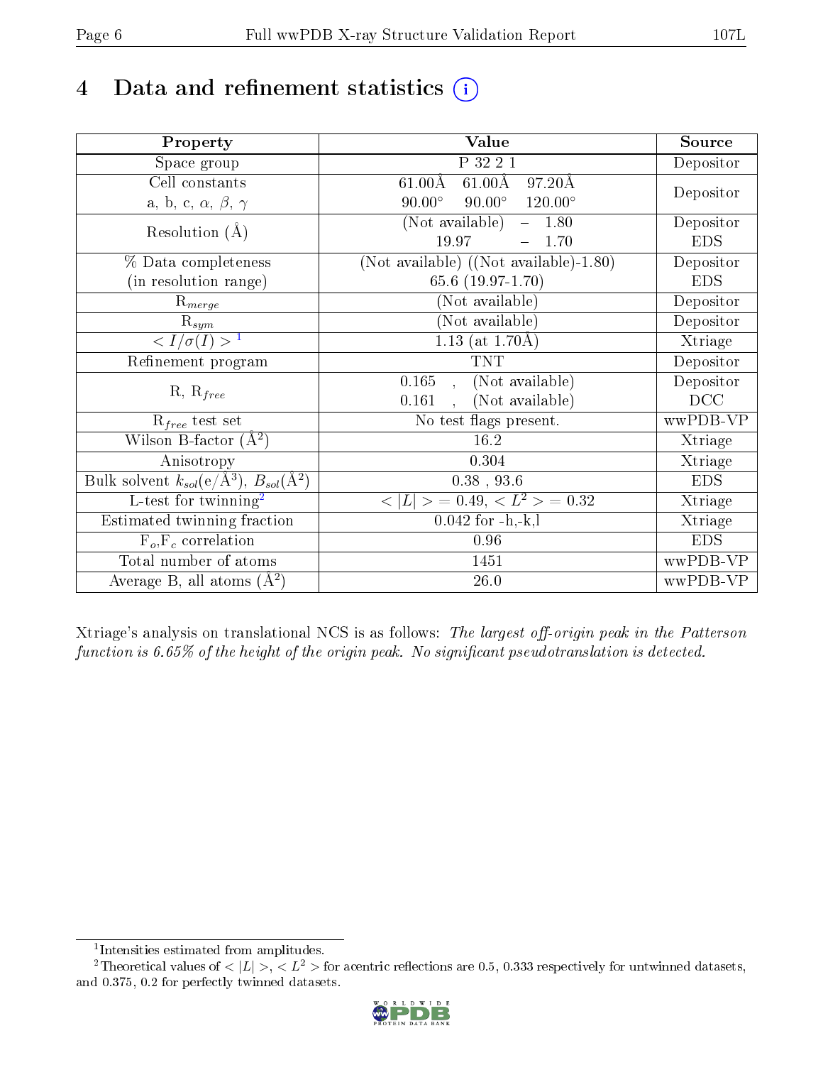# 4 Data and refinement statistics (i)

| Property | Value | Source |
|---|---|---|
| Space group | P 32 2 1 | Depositor |
| Cell constants<br>a, b, c, $\alpha$, $\beta$, $\gamma$ | 61.00Å 61.00Å 97.20Å<br>90.00° 90.00° 120.00° | Depositor |
| Resolution (Å) | (Not available) – 1.80<br>19.97 – 1.70 | Depositor<br>EDS |
| % Data completeness<br>(in resolution range) | (Not available) ((Not available)-1.80)<br>65.6 (19.97-1.70) | Depositor<br>EDS |
| $R_{merge}$ | (Not available) | Depositor |
| $R_{sym}$ | (Not available) | Depositor |
| $< I/\sigma(I) >$ [1] | 1.13 (at 1.70Å) | Xtriage |
| Refinement program | TNT | Depositor |
| R, $R_{free}$ | 0.165 , (Not available)<br>0.161 , (Not available) | Depositor<br>DCC |
| $R_{free}$ test set | No test flags present. | wwPDB-VP |
| Wilson B-factor (Å$^2$) | 16.2 | Xtriage |
| Anisotropy | 0.304 | Xtriage |
| Bulk solvent $k_{sol}$(e/Å$^3$), $B_{sol}$(Å$^2$) | 0.38 , 93.6 | EDS |
| L-test for twinning[2] | $< \|L\| > = 0.49$, $< L^2 > = 0.32$ | Xtriage |
| Estimated twinning fraction | 0.042 for -h,-k,l | Xtriage |
| $F_o$,$F_c$ correlation | 0.96 | EDS |
| Total number of atoms | 1451 | wwPDB-VP |
| Average B, all atoms (Å$^2$) | 26.0 | wwPDB-VP |

Xtriage's analysis on translational NCS is as follows: *The largest off-origin peak in the Patterson function is 6.65% of the height of the origin peak. No significant pseudotranslation is detected.*

[1] Intensities estimated from amplitudes.

[2] Theoretical values of $< |L| >$, $< L^2 >$ for acentric reflections are 0.5, 0.333 respectively for untwinned datasets, and 0.375, 0.2 for perfectly twinned datasets.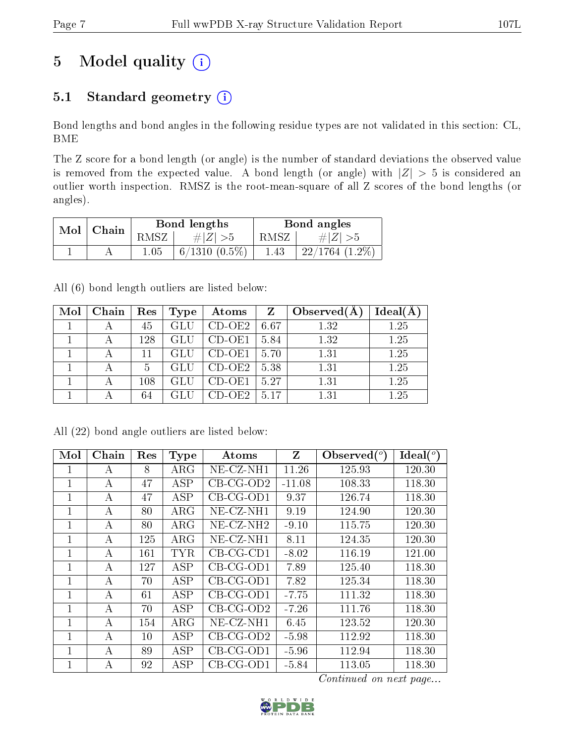# 5 Model quality

## 5.1 Standard geometry

Bond lengths and bond angles in the following residue types are not validated in this section: CL, BME

The Z score for a bond length (or angle) is the number of standard deviations the observed value is removed from the expected value. A bond length (or angle) with $|Z| > 5$ is considered an outlier worth inspection. RMSZ is the root-mean-square of all Z scores of the bond lengths (or angles).

| Mol | Chain | Bond lengths | | Bond angles | |
|---|---|---|---|---|---|
| | | RMSZ | $\#|Z| > 5$ | RMSZ | $\#|Z| > 5$ |
| 1 | A | 1.05 | 6/1310 (0.5%) | 1.43 | 22/1764 (1.2%) |

All (6) bond length outliers are listed below:

| Mol | Chain | Res | Type | Atoms | Z | Observed(Å) | Ideal(Å) |
|---|---|---|---|---|---|---|---|
| 1 | A | 45 | GLU | CD-OE2 | 6.67 | 1.32 | 1.25 |
| 1 | A | 128 | GLU | CD-OE1 | 5.84 | 1.32 | 1.25 |
| 1 | A | 11 | GLU | CD-OE1 | 5.70 | 1.31 | 1.25 |
| 1 | A | 5 | GLU | CD-OE2 | 5.38 | 1.31 | 1.25 |
| 1 | A | 108 | GLU | CD-OE1 | 5.27 | 1.31 | 1.25 |
| 1 | A | 64 | GLU | CD-OE2 | 5.17 | 1.31 | 1.25 |

All (22) bond angle outliers are listed below:

| Mol | Chain | Res | Type | Atoms | Z | Observed($^o$) | Ideal($^o$) |
|---|---|---|---|---|---|---|---|
| 1 | A | 8 | ARG | NE-CZ-NH1 | 11.26 | 125.93 | 120.30 |
| 1 | A | 47 | ASP | CB-CG-OD2 | -11.08 | 108.33 | 118.30 |
| 1 | A | 47 | ASP | CB-CG-OD1 | 9.37 | 126.74 | 118.30 |
| 1 | A | 80 | ARG | NE-CZ-NH1 | 9.19 | 124.90 | 120.30 |
| 1 | A | 80 | ARG | NE-CZ-NH2 | -9.10 | 115.75 | 120.30 |
| 1 | A | 125 | ARG | NE-CZ-NH1 | 8.11 | 124.35 | 120.30 |
| 1 | A | 161 | TYR | CB-CG-CD1 | -8.02 | 116.19 | 121.00 |
| 1 | A | 127 | ASP | CB-CG-OD1 | 7.89 | 125.40 | 118.30 |
| 1 | A | 70 | ASP | CB-CG-OD1 | 7.82 | 125.34 | 118.30 |
| 1 | A | 61 | ASP | CB-CG-OD1 | -7.75 | 111.32 | 118.30 |
| 1 | A | 70 | ASP | CB-CG-OD2 | -7.26 | 111.76 | 118.30 |
| 1 | A | 154 | ARG | NE-CZ-NH1 | 6.45 | 123.52 | 120.30 |
| 1 | A | 10 | ASP | CB-CG-OD2 | -5.98 | 112.92 | 118.30 |
| 1 | A | 89 | ASP | CB-CG-OD1 | -5.96 | 112.94 | 118.30 |
| 1 | A | 92 | ASP | CB-CG-OD1 | -5.84 | 113.05 | 118.30 |

*Continued on next page...*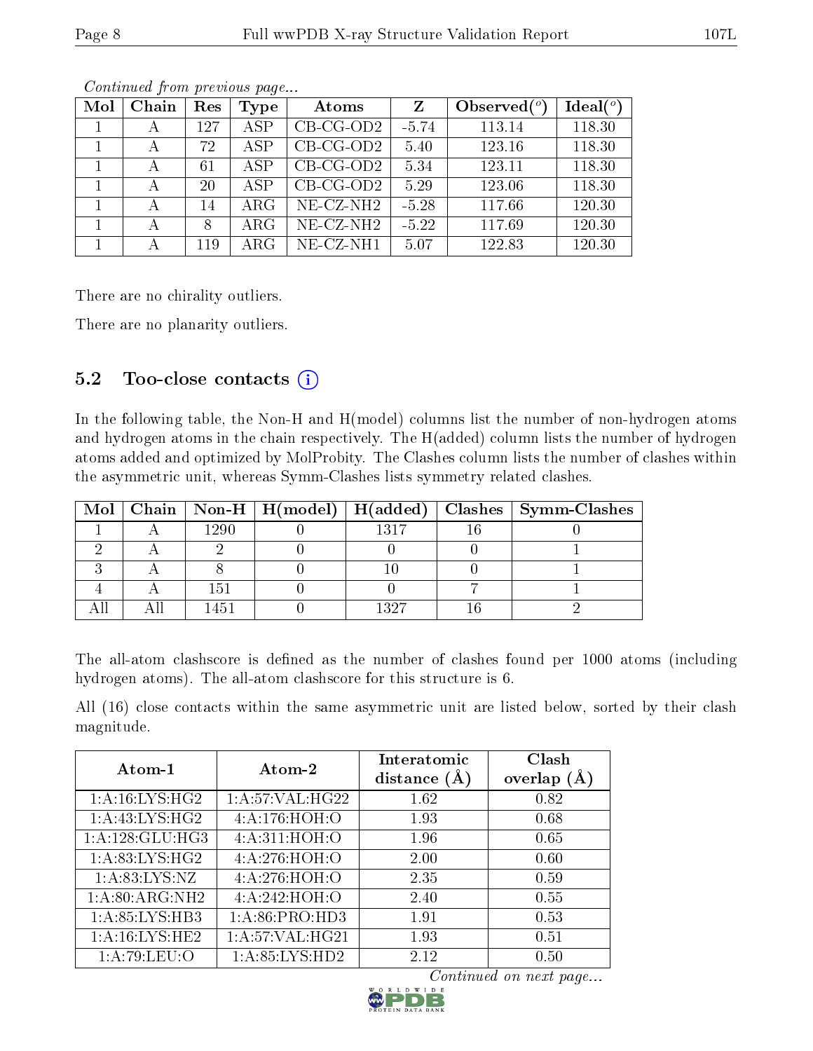*Continued from previous page...*

| Mol | Chain | Res | Type | Atoms | Z | Observed(°) | Ideal(°) |
|---|---|---|---|---|---|---|---|
| 1 | A | 127 | ASP | CB-CG-OD2 | -5.74 | 113.14 | 118.30 |
| 1 | A | 72 | ASP | CB-CG-OD2 | 5.40 | 123.16 | 118.30 |
| 1 | A | 61 | ASP | CB-CG-OD2 | 5.34 | 123.11 | 118.30 |
| 1 | A | 20 | ASP | CB-CG-OD2 | 5.29 | 123.06 | 118.30 |
| 1 | A | 14 | ARG | NE-CZ-NH2 | -5.28 | 117.66 | 120.30 |
| 1 | A | 8 | ARG | NE-CZ-NH2 | -5.22 | 117.69 | 120.30 |
| 1 | A | 119 | ARG | NE-CZ-NH1 | 5.07 | 122.83 | 120.30 |

There are no chirality outliers.

There are no planarity outliers.

### 5.2 Too-close contacts

In the following table, the Non-H and H(model) columns list the number of non-hydrogen atoms and hydrogen atoms in the chain respectively. The H(added) column lists the number of hydrogen atoms added and optimized by MolProbity. The Clashes column lists the number of clashes within the asymmetric unit, whereas Symm-Clashes lists symmetry related clashes.

| Mol | Chain | Non-H | H(model) | H(added) | Clashes | Symm-Clashes |
|---|---|---|---|---|---|---|
| 1 | A | 1290 | 0 | 1317 | 16 | 0 |
| 2 | A | 2 | 0 | 0 | 0 | 1 |
| 3 | A | 8 | 0 | 10 | 0 | 1 |
| 4 | A | 151 | 0 | 0 | 7 | 1 |
| All | All | 1451 | 0 | 1327 | 16 | 2 |

The all-atom clashscore is defined as the number of clashes found per 1000 atoms (including hydrogen atoms). The all-atom clashscore for this structure is 6.

All (16) close contacts within the same asymmetric unit are listed below, sorted by their clash magnitude.

| Atom-1 | Atom-2 | Interatomic distance (Å) | Clash overlap (Å) |
|---|---|---|---|
| 1:A:16:LYS:HG2 | 1:A:57:VAL:HG22 | 1.62 | 0.82 |
| 1:A:43:LYS:HG2 | 4:A:176:HOH:O | 1.93 | 0.68 |
| 1:A:128:GLU:HG3 | 4:A:311:HOH:O | 1.96 | 0.65 |
| 1:A:83:LYS:HG2 | 4:A:276:HOH:O | 2.00 | 0.60 |
| 1:A:83:LYS:NZ | 4:A:276:HOH:O | 2.35 | 0.59 |
| 1:A:80:ARG:NH2 | 4:A:242:HOH:O | 2.40 | 0.55 |
| 1:A:85:LYS:HB3 | 1:A:86:PRO:HD3 | 1.91 | 0.53 |
| 1:A:16:LYS:HE2 | 1:A:57:VAL:HG21 | 1.93 | 0.51 |
| 1:A:79:LEU:O | 1:A:85:LYS:HD2 | 2.12 | 0.50 |

*Continued on next page...*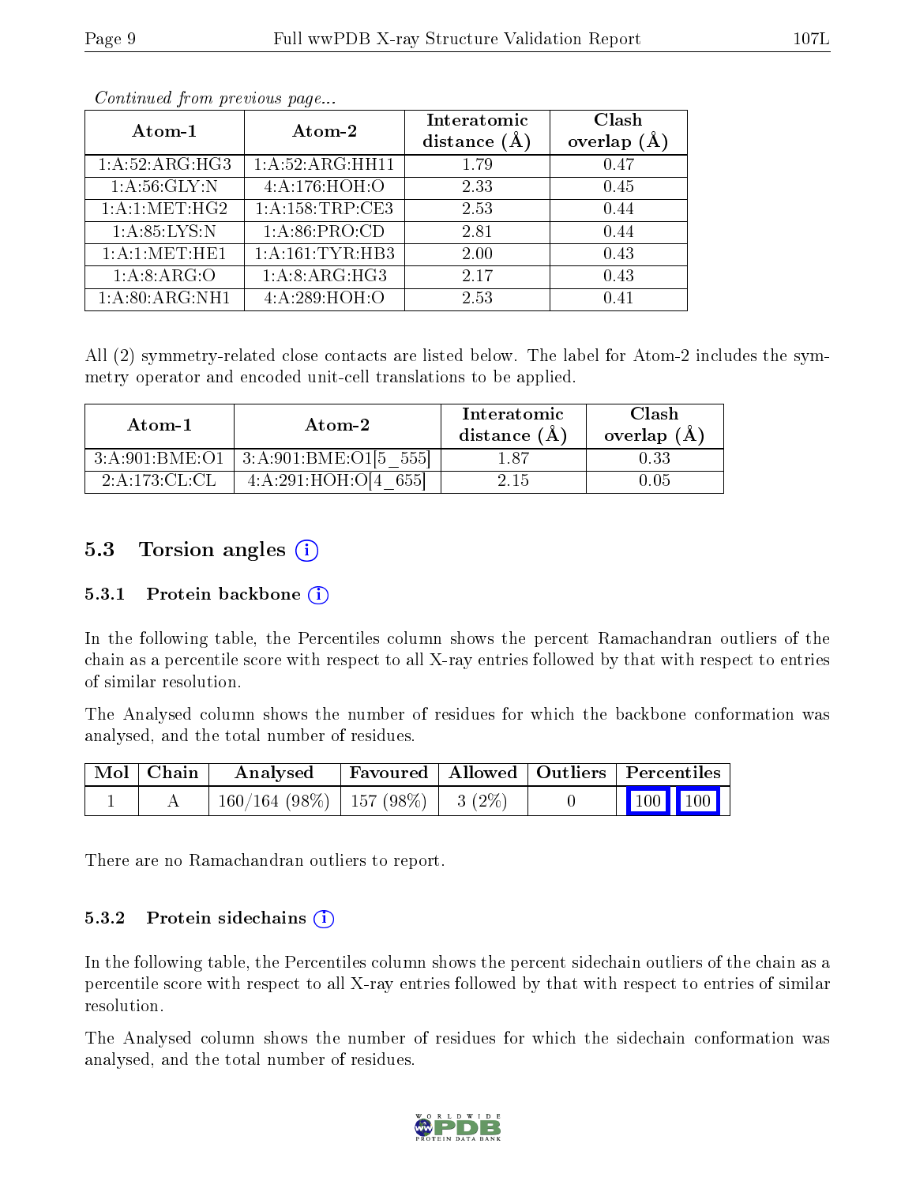*Continued from previous page...*

| Atom-1 | Atom-2 | Interatomic distance (Å) | Clash overlap (Å) |
|---|---|---|---|
| 1:A:52:ARG:HG3 | 1:A:52:ARG:HH11 | 1.79 | 0.47 |
| 1:A:56:GLY:N | 4:A:176:HOH:O | 2.33 | 0.45 |
| 1:A:1:MET:HG2 | 1:A:158:TRP:CE3 | 2.53 | 0.44 |
| 1:A:85:LYS:N | 1:A:86:PRO:CD | 2.81 | 0.44 |
| 1:A:1:MET:HE1 | 1:A:161:TYR:HB3 | 2.00 | 0.43 |
| 1:A:8:ARG:O | 1:A:8:ARG:HG3 | 2.17 | 0.43 |
| 1:A:80:ARG:NH1 | 4:A:289:HOH:O | 2.53 | 0.41 |

All (2) symmetry-related close contacts are listed below. The label for Atom-2 includes the symmetry operator and encoded unit-cell translations to be applied.

| Atom-1 | Atom-2 | Interatomic distance (Å) | Clash overlap (Å) |
|---|---|---|---|
| 3:A:901:BME:O1 | 3:A:901:BME:O1[5_555] | 1.87 | 0.33 |
| 2:A:173:CL:CL | 4:A:291:HOH:O[4_655] | 2.15 | 0.05 |

## 5.3 Torsion angles

### 5.3.1 Protein backbone

In the following table, the Percentiles column shows the percent Ramachandran outliers of the chain as a percentile score with respect to all X-ray entries followed by that with respect to entries of similar resolution.

The Analysed column shows the number of residues for which the backbone conformation was analysed, and the total number of residues.

| Mol | Chain | Analysed | Favoured | Allowed | Outliers | Percentiles | |
|---|---|---|---|---|---|---|---|
| 1 | A | 160/164 (98%) | 157 (98%) | 3 (2%) | 0 | 100 | 100 |

There are no Ramachandran outliers to report.

### 5.3.2 Protein sidechains

In the following table, the Percentiles column shows the percent sidechain outliers of the chain as a percentile score with respect to all X-ray entries followed by that with respect to entries of similar resolution.

The Analysed column shows the number of residues for which the sidechain conformation was analysed, and the total number of residues.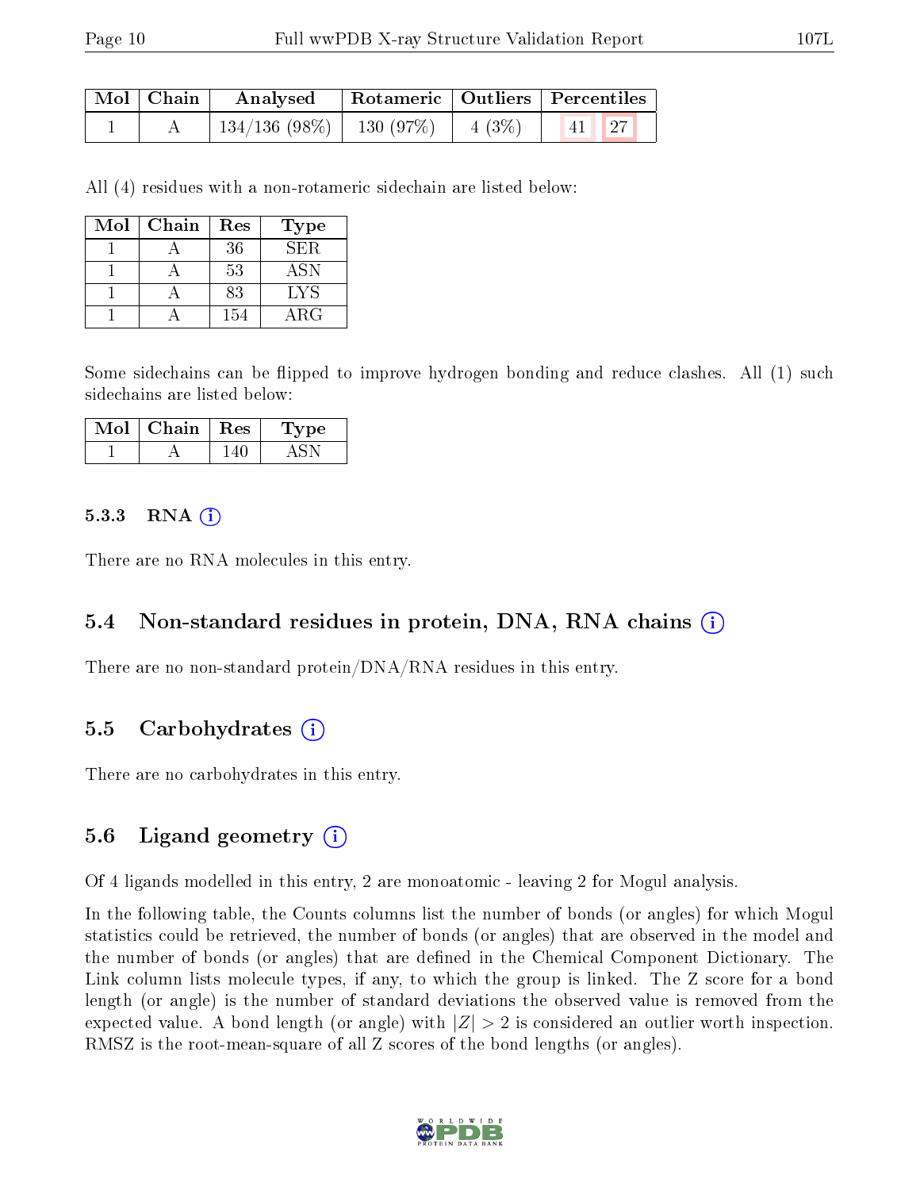| Mol | Chain | Analysed | Rotameric | Outliers | Percentiles | |
|---|---|---|---|---|---|---|
| 1 | A | 134/136 (98%) | 130 (97%) | 4 (3%) | 41 | 27 |

All (4) residues with a non-rotameric sidechain are listed below:

| Mol | Chain | Res | Type |
|---|---|---|---|
| 1 | A | 36 | SER |
| 1 | A | 53 | ASN |
| 1 | A | 83 | LYS |
| 1 | A | 154 | ARG |

Some sidechains can be flipped to improve hydrogen bonding and reduce clashes. All (1) such sidechains are listed below:

| Mol | Chain | Res | Type |
|---|---|---|---|
| 1 | A | 140 | ASN |

#### 5.3.3 RNA (i)

There are no RNA molecules in this entry.

### 5.4 Non-standard residues in protein, DNA, RNA chains (i)

There are no non-standard protein/DNA/RNA residues in this entry.

### 5.5 Carbohydrates (i)

There are no carbohydrates in this entry.

### 5.6 Ligand geometry (i)

Of 4 ligands modelled in this entry, 2 are monoatomic - leaving 2 for Mogul analysis.

In the following table, the Counts columns list the number of bonds (or angles) for which Mogul statistics could be retrieved, the number of bonds (or angles) that are observed in the model and the number of bonds (or angles) that are defined in the Chemical Component Dictionary. The Link column lists molecule types, if any, to which the group is linked. The Z score for a bond length (or angle) is the number of standard deviations the observed value is removed from the expected value. A bond length (or angle) with $|Z| > 2$ is considered an outlier worth inspection. RMSZ is the root-mean-square of all Z scores of the bond lengths (or angles).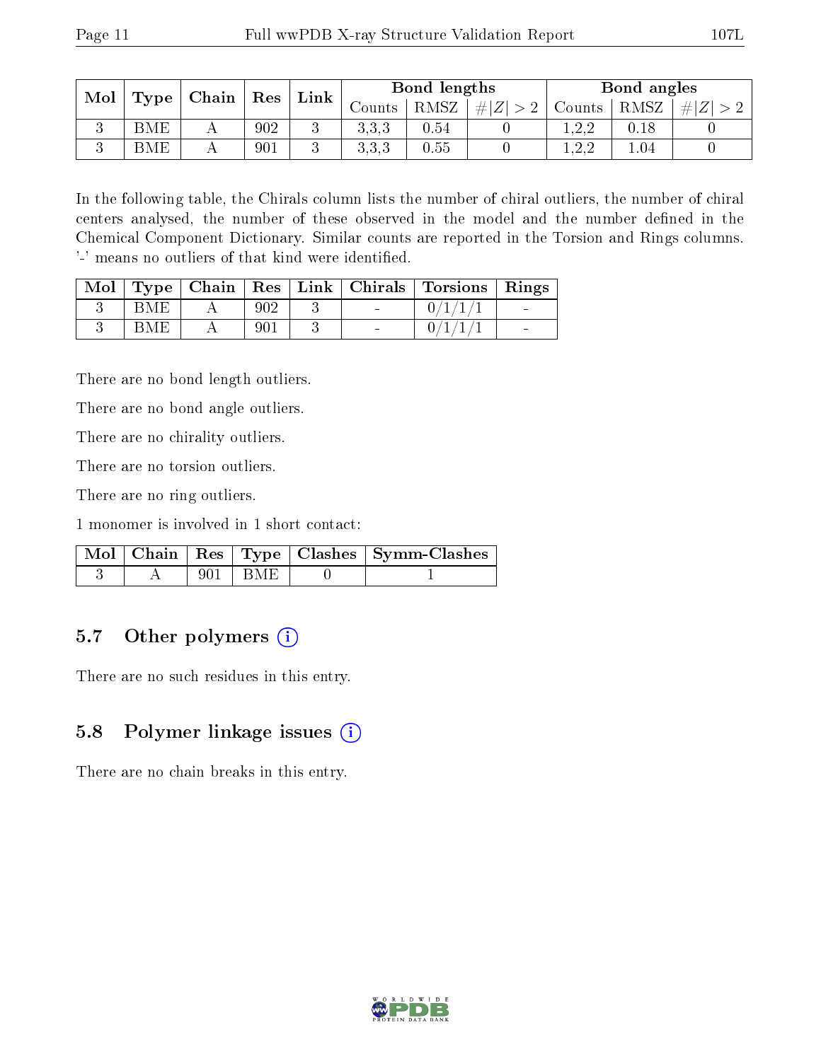| Mol | Type | Chain | Res | Link | Bond lengths | | | Bond angles | | |
|---|---|---|---|---|---|---|---|---|---|---|
| | | | | | Counts | RMSZ | #\|Z\| > 2 | Counts | RMSZ | #\|Z\| > 2 |
| 3 | BME | A | 902 | 3 | 3,3,3 | 0.54 | 0 | 1,2,2 | 0.18 | 0 |
| 3 | BME | A | 901 | 3 | 3,3,3 | 0.55 | 0 | 1,2,2 | 1.04 | 0 |

In the following table, the Chirals column lists the number of chiral outliers, the number of chiral centers analysed, the number of these observed in the model and the number defined in the Chemical Component Dictionary. Similar counts are reported in the Torsion and Rings columns. '-' means no outliers of that kind were identified.

| Mol | Type | Chain | Res | Link | Chirals | Torsions | Rings |
|---|---|---|---|---|---|---|---|
| 3 | BME | A | 902 | 3 | - | 0/1/1/1 | - |
| 3 | BME | A | 901 | 3 | - | 0/1/1/1 | - |

There are no bond length outliers.

There are no bond angle outliers.

There are no chirality outliers.

There are no torsion outliers.

There are no ring outliers.

1 monomer is involved in 1 short contact:

| Mol | Chain | Res | Type | Clashes | Symm-Clashes |
|---|---|---|---|---|---|
| 3 | A | 901 | BME | 0 | 1 |

## 5.7 Other polymers

There are no such residues in this entry.

## 5.8 Polymer linkage issues

There are no chain breaks in this entry.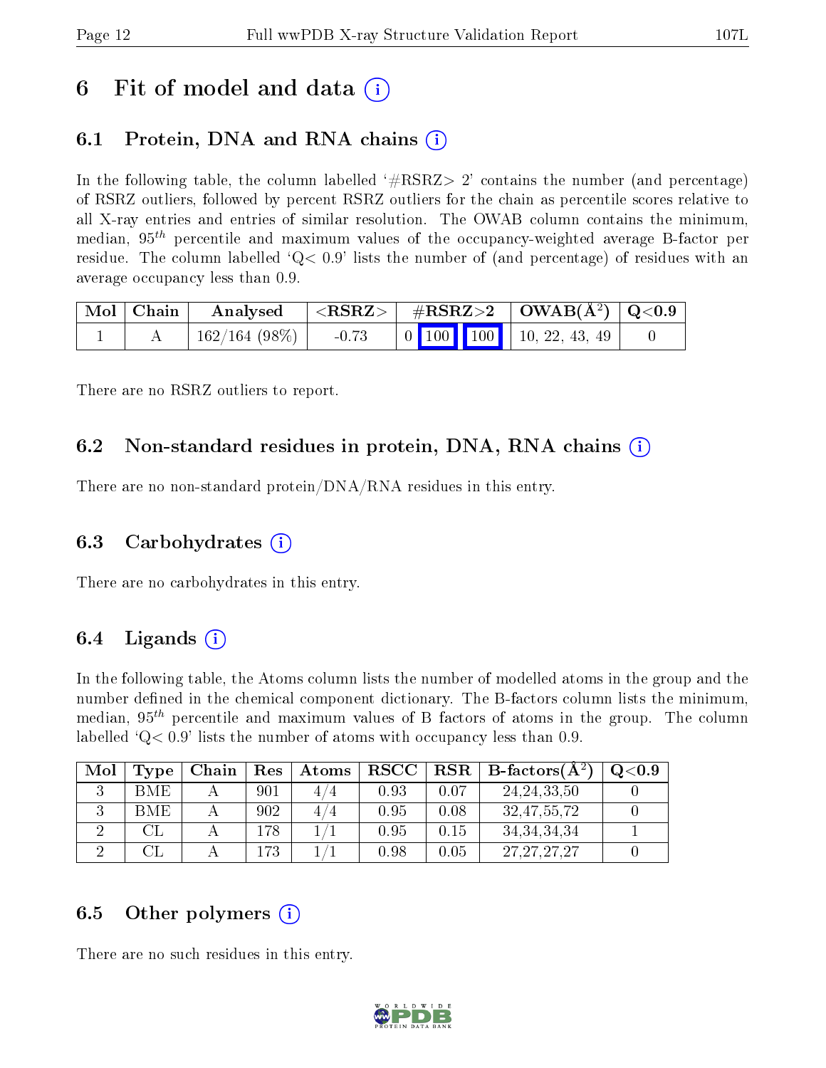# 6 Fit of model and data (i)

## 6.1 Protein, DNA and RNA chains (i)

In the following table, the column labelled '#RSRZ> 2' contains the number (and percentage) of RSRZ outliers, followed by percent RSRZ outliers for the chain as percentile scores relative to all X-ray entries and entries of similar resolution. The OWAB column contains the minimum, median, $95^{th}$ percentile and maximum values of the occupancy-weighted average B-factor per residue. The column labelled 'Q< 0.9' lists the number of (and percentage) of residues with an average occupancy less than 0.9.

| Mol | Chain | Analysed | <RSRZ> | #RSRZ>2 | | | OWAB(Å$^2$) | Q<0.9 |
|---|---|---|---|---|---|---|---|---|
| 1 | A | 162/164 (98%) | -0.73 | 0 | 100 | 100 | 10, 22, 43, 49 | 0 |

There are no RSRZ outliers to report.

## 6.2 Non-standard residues in protein, DNA, RNA chains (i)

There are no non-standard protein/DNA/RNA residues in this entry.

## 6.3 Carbohydrates (i)

There are no carbohydrates in this entry.

## 6.4 Ligands (i)

In the following table, the Atoms column lists the number of modelled atoms in the group and the number defined in the chemical component dictionary. The B-factors column lists the minimum, median, $95^{th}$ percentile and maximum values of B factors of atoms in the group. The column labelled 'Q< 0.9' lists the number of atoms with occupancy less than 0.9.

| Mol | Type | Chain | Res | Atoms | RSCC | RSR | B-factors(Å$^2$) | Q<0.9 |
|---|---|---|---|---|---|---|---|---|
| 3 | BME | A | 901 | 4/4 | 0.93 | 0.07 | 24,24,33,50 | 0 |
| 3 | BME | A | 902 | 4/4 | 0.95 | 0.08 | 32,47,55,72 | 0 |
| 2 | CL | A | 178 | 1/1 | 0.95 | 0.15 | 34,34,34,34 | 1 |
| 2 | CL | A | 173 | 1/1 | 0.98 | 0.05 | 27,27,27,27 | 0 |

## 6.5 Other polymers (i)

There are no such residues in this entry.